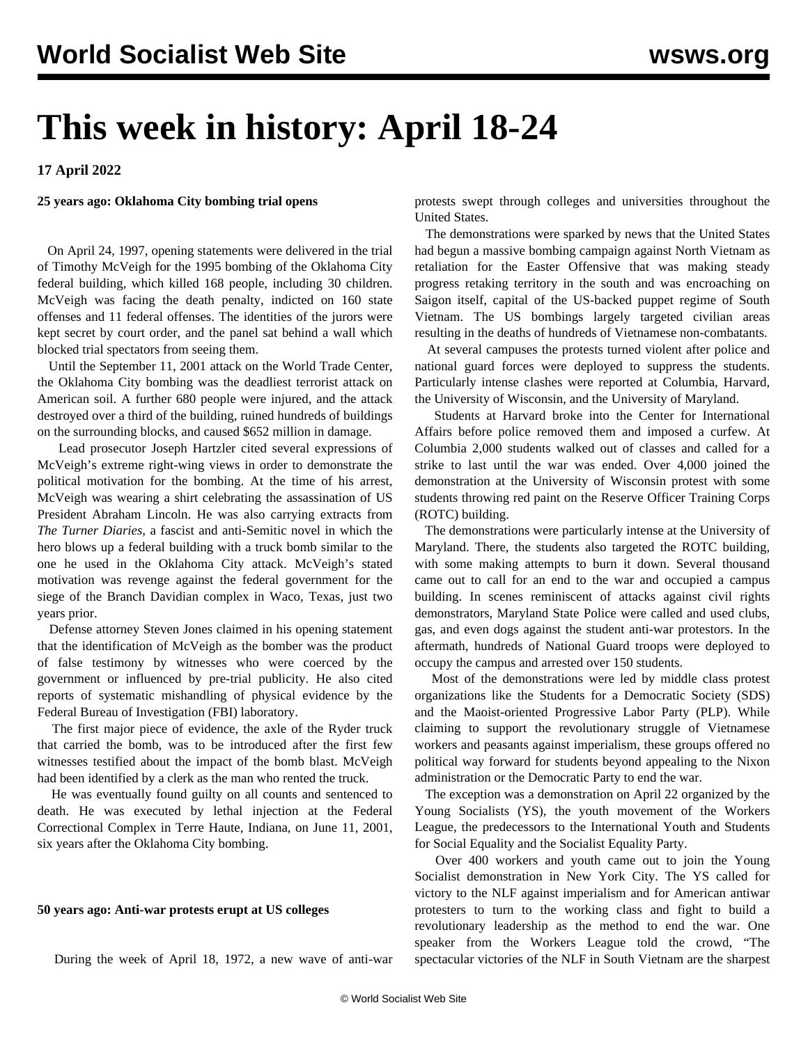# This week in history: April 18-24

**17 April 2022**

**25 years ago: Oklahoma City bombing trial opens**

On April 24, 1997, opening statements were delivered in the trial of Timothy McVeigh for the 1995 bombing of the Oklahoma City federal building, which killed 168 people, including 30 children. McVeigh was facing the death penalty, indicted on 160 state offenses and 11 federal offenses. The identities of the jurors were kept secret by court order, and the panel sat behind a wall which blocked trial spectators from seeing them.

Until the September 11, 2001 attack on the World Trade Center, the Oklahoma City bombing was the deadliest terrorist attack on American soil. A further 680 people were injured, and the attack destroyed over a third of the building, ruined hundreds of buildings on the surrounding blocks, and caused $652 million in damage.

Lead prosecutor Joseph Hartzler cited several expressions of McVeigh's extreme right-wing views in order to demonstrate the political motivation for the bombing. At the time of his arrest, McVeigh was wearing a shirt celebrating the assassination of US President Abraham Lincoln. He was also carrying extracts from *The Turner Diaries*, a fascist and anti-Semitic novel in which the hero blows up a federal building with a truck bomb similar to the one he used in the Oklahoma City attack. McVeigh's stated motivation was revenge against the federal government for the siege of the Branch Davidian complex in Waco, Texas, just two years prior.

Defense attorney Steven Jones claimed in his opening statement that the identification of McVeigh as the bomber was the product of false testimony by witnesses who were coerced by the government or influenced by pre-trial publicity. He also cited reports of systematic mishandling of physical evidence by the Federal Bureau of Investigation (FBI) laboratory.

The first major piece of evidence, the axle of the Ryder truck that carried the bomb, was to be introduced after the first few witnesses testified about the impact of the bomb blast. McVeigh had been identified by a clerk as the man who rented the truck.

He was eventually found guilty on all counts and sentenced to death. He was executed by lethal injection at the Federal Correctional Complex in Terre Haute, Indiana, on June 11, 2001, six years after the Oklahoma City bombing.

**50 years ago: Anti-war protests erupt at US colleges**

During the week of April 18, 1972, a new wave of anti-war protests swept through colleges and universities throughout the United States.

The demonstrations were sparked by news that the United States had begun a massive bombing campaign against North Vietnam as retaliation for the Easter Offensive that was making steady progress retaking territory in the south and was encroaching on Saigon itself, capital of the US-backed puppet regime of South Vietnam. The US bombings largely targeted civilian areas resulting in the deaths of hundreds of Vietnamese non-combatants.

At several campuses the protests turned violent after police and national guard forces were deployed to suppress the students. Particularly intense clashes were reported at Columbia, Harvard, the University of Wisconsin, and the University of Maryland.

Students at Harvard broke into the Center for International Affairs before police removed them and imposed a curfew. At Columbia 2,000 students walked out of classes and called for a strike to last until the war was ended. Over 4,000 joined the demonstration at the University of Wisconsin protest with some students throwing red paint on the Reserve Officer Training Corps (ROTC) building.

The demonstrations were particularly intense at the University of Maryland. There, the students also targeted the ROTC building, with some making attempts to burn it down. Several thousand came out to call for an end to the war and occupied a campus building. In scenes reminiscent of attacks against civil rights demonstrators, Maryland State Police were called and used clubs, gas, and even dogs against the student anti-war protestors. In the aftermath, hundreds of National Guard troops were deployed to occupy the campus and arrested over 150 students.

Most of the demonstrations were led by middle class protest organizations like the Students for a Democratic Society (SDS) and the Maoist-oriented Progressive Labor Party (PLP). While claiming to support the revolutionary struggle of Vietnamese workers and peasants against imperialism, these groups offered no political way forward for students beyond appealing to the Nixon administration or the Democratic Party to end the war.

The exception was a demonstration on April 22 organized by the Young Socialists (YS), the youth movement of the Workers League, the predecessors to the International Youth and Students for Social Equality and the Socialist Equality Party.

Over 400 workers and youth came out to join the Young Socialist demonstration in New York City. The YS called for victory to the NLF against imperialism and for American antiwar protesters to turn to the working class and fight to build a revolutionary leadership as the method to end the war. One speaker from the Workers League told the crowd, "The spectacular victories of the NLF in South Vietnam are the sharpest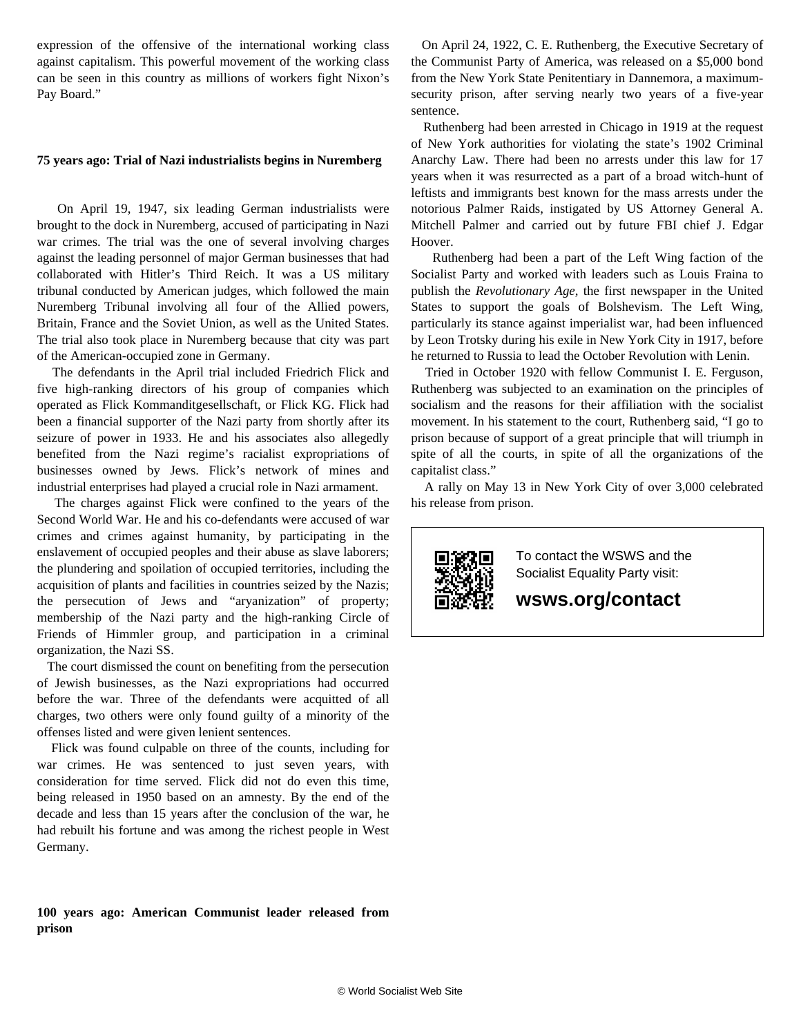expression of the offensive of the international working class against capitalism. This powerful movement of the working class can be seen in this country as millions of workers fight Nixon's Pay Board."

**75 years ago: Trial of Nazi industrialists begins in Nuremberg**

On April 19, 1947, six leading German industrialists were brought to the dock in Nuremberg, accused of participating in Nazi war crimes. The trial was the one of several involving charges against the leading personnel of major German businesses that had collaborated with Hitler's Third Reich. It was a US military tribunal conducted by American judges, which followed the main Nuremberg Tribunal involving all four of the Allied powers, Britain, France and the Soviet Union, as well as the United States. The trial also took place in Nuremberg because that city was part of the American-occupied zone in Germany.

The defendants in the April trial included Friedrich Flick and five high-ranking directors of his group of companies which operated as Flick Kommanditgesellschaft, or Flick KG. Flick had been a financial supporter of the Nazi party from shortly after its seizure of power in 1933. He and his associates also allegedly benefited from the Nazi regime's racialist expropriations of businesses owned by Jews. Flick's network of mines and industrial enterprises had played a crucial role in Nazi armament.

The charges against Flick were confined to the years of the Second World War. He and his co-defendants were accused of war crimes and crimes against humanity, by participating in the enslavement of occupied peoples and their abuse as slave laborers; the plundering and spoilation of occupied territories, including the acquisition of plants and facilities in countries seized by the Nazis; the persecution of Jews and "aryanization" of property; membership of the Nazi party and the high-ranking Circle of Friends of Himmler group, and participation in a criminal organization, the Nazi SS.

The court dismissed the count on benefiting from the persecution of Jewish businesses, as the Nazi expropriations had occurred before the war. Three of the defendants were acquitted of all charges, two others were only found guilty of a minority of the offenses listed and were given lenient sentences.

Flick was found culpable on three of the counts, including for war crimes. He was sentenced to just seven years, with consideration for time served. Flick did not do even this time, being released in 1950 based on an amnesty. By the end of the decade and less than 15 years after the conclusion of the war, he had rebuilt his fortune and was among the richest people in West Germany.

**100 years ago: American Communist leader released from prison**

On April 24, 1922, C. E. Ruthenberg, the Executive Secretary of the Communist Party of America, was released on a $5,000 bond from the New York State Penitentiary in Dannemora, a maximum-security prison, after serving nearly two years of a five-year sentence.

Ruthenberg had been arrested in Chicago in 1919 at the request of New York authorities for violating the state's 1902 Criminal Anarchy Law. There had been no arrests under this law for 17 years when it was resurrected as a part of a broad witch-hunt of leftists and immigrants best known for the mass arrests under the notorious Palmer Raids, instigated by US Attorney General A. Mitchell Palmer and carried out by future FBI chief J. Edgar Hoover.

Ruthenberg had been a part of the Left Wing faction of the Socialist Party and worked with leaders such as Louis Fraina to publish the *Revolutionary Age*, the first newspaper in the United States to support the goals of Bolshevism. The Left Wing, particularly its stance against imperialist war, had been influenced by Leon Trotsky during his exile in New York City in 1917, before he returned to Russia to lead the October Revolution with Lenin.

Tried in October 1920 with fellow Communist I. E. Ferguson, Ruthenberg was subjected to an examination on the principles of socialism and the reasons for their affiliation with the socialist movement. In his statement to the court, Ruthenberg said, "I go to prison because of support of a great principle that will triumph in spite of all the courts, in spite of all the organizations of the capitalist class."

A rally on May 13 in New York City of over 3,000 celebrated his release from prison.

To contact the WSWS and the Socialist Equality Party visit:

**wsws.org/contact**